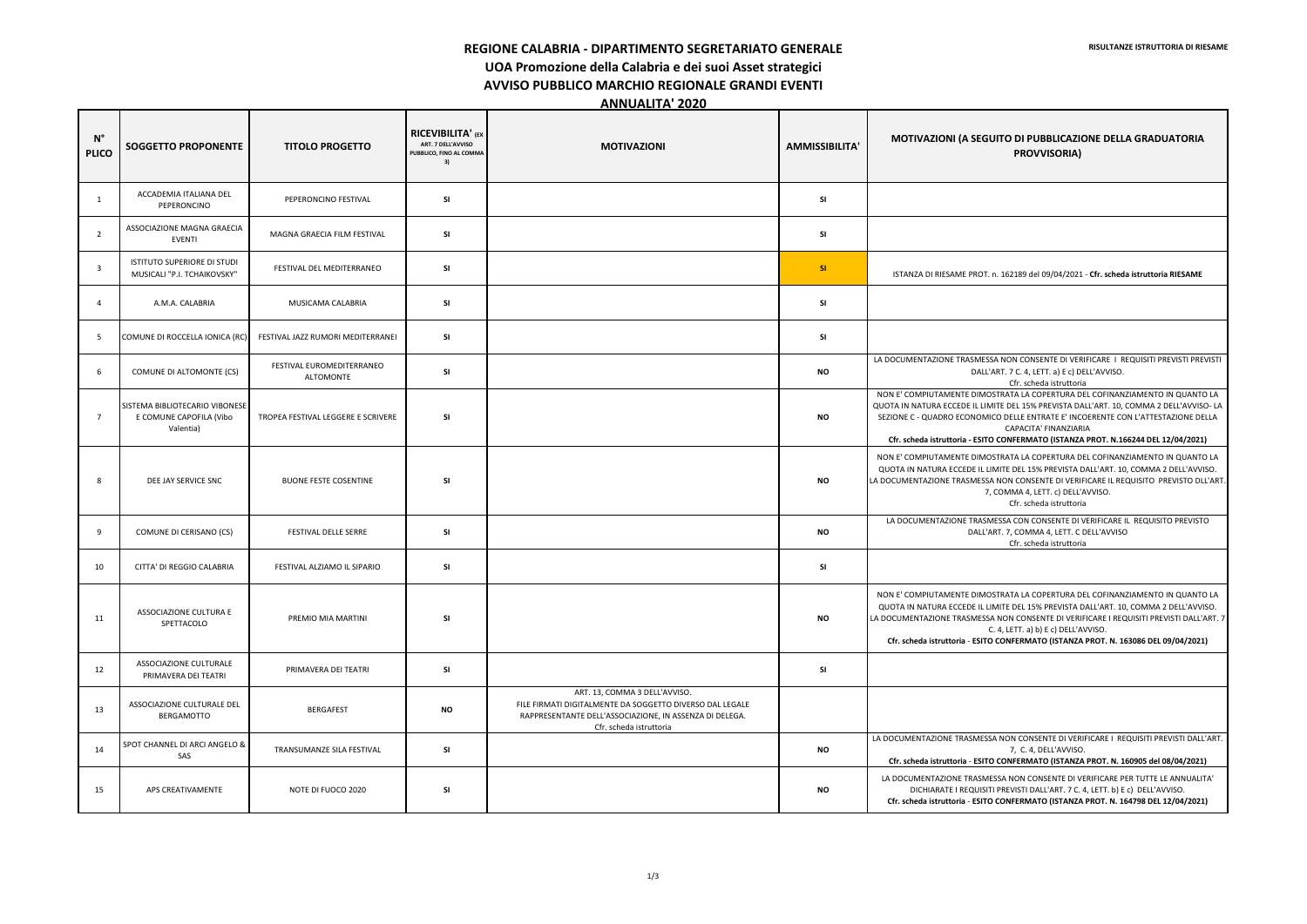# REGIONE CALABRIA - DIPARTIMENTO SEGRETARIATO GENERALE

**RISULTANZE ISTRUTTORIA DI RIESAME**

## UOA Promozione della Calabria e dei suoi Asset strategici

## AVVISO PUBBLICO MARCHIO REGIONALE GRANDI EVENTI

## ANNUALITA' 2020

| N° PLICO | SOGGETTO PROPONENTE | TITOLO PROGETTO | RICEVIBILITA' (EX ART. 7 DELL'AVVISO PUBBLICO, FINO AL COMMA 3) | MOTIVAZIONI | AMMISSIBILITA' | MOTIVAZIONI (A SEGUITO DI PUBBLICAZIONE DELLA GRADUATORIA PROVVISORIA) |
|---|---|---|---|---|---|---|
| 1 | ACCADEMIA ITALIANA DEL PEPERONCINO | PEPERONCINO FESTIVAL | SI | | SI | |
| 2 | ASSOCIAZIONE MAGNA GRAECIA EVENTI | MAGNA GRAECIA FILM FESTIVAL | SI | | SI | |
| 3 | ISTITUTO SUPERIORE DI STUDI MUSICALI "P.I. TCHAIKOVSKY" | FESTIVAL DEL MEDITERRANEO | SI | | SI | ISTANZA DI RIESAME PROT. n. 162189 del 09/04/2021 - **Cfr. scheda istruttoria RIESAME** |
| 4 | A.M.A. CALABRIA | MUSICAMA CALABRIA | SI | | SI | |
| 5 | COMUNE DI ROCCELLA IONICA (RC) | FESTIVAL JAZZ RUMORI MEDITERRANEI | SI | | SI | |
| 6 | COMUNE DI ALTOMONTE (CS) | FESTIVAL EUROMEDITERRANEO ALTOMONTE | SI | | NO | LA DOCUMENTAZIONE TRASMESSA NON CONSENTE DI VERIFICARE I REQUISITI PREVISTI PREVISTI DALL'ART. 7 C. 4, LETT. a) E c) DELL'AVVISO. Cfr. scheda istruttoria |
| 7 | SISTEMA BIBLIOTECARIO VIBONESE E COMUNE CAPOFILA (Vibo Valentia) | TROPEA FESTIVAL LEGGERE E SCRIVERE | SI | | NO | NON E' COMPIUTAMENTE DIMOSTRATA LA COPERTURA DEL COFINANZIAMENTO IN QUANTO LA QUOTA IN NATURA ECCEDE IL LIMITE DEL 15% PREVISTA DALL'ART. 10, COMMA 2 DELL'AVVISO- LA SEZIONE C - QUADRO ECONOMICO DELLE ENTRATE E' INCOERENTE CON L'ATTESTAZIONE DELLA CAPACITA' FINANZIARIA **Cfr. scheda istruttoria - ESITO CONFERMATO (ISTANZA PROT. N.166244 DEL 12/04/2021)** |
| 8 | DEE JAY SERVICE SNC | BUONE FESTE COSENTINE | SI | | NO | NON E' COMPIUTAMENTE DIMOSTRATA LA COPERTURA DEL COFINANZIAMENTO IN QUANTO LA QUOTA IN NATURA ECCEDE IL LIMITE DEL 15% PREVISTA DALL'ART. 10, COMMA 2 DELL'AVVISO. LA DOCUMENTAZIONE TRASMESSA NON CONSENTE DI VERIFICARE IL REQUISITO PREVISTO DLL'ART. 7, COMMA 4, LETT. c) DELL'AVVISO. Cfr. scheda istruttoria |
| 9 | COMUNE DI CERISANO (CS) | FESTIVAL DELLE SERRE | SI | | NO | LA DOCUMENTAZIONE TRASMESSA CON CONSENTE DI VERIFICARE IL REQUISITO PREVISTO DALL'ART. 7, COMMA 4, LETT. C DELL'AVVISO Cfr. scheda istruttoria |
| 10 | CITTA' DI REGGIO CALABRIA | FESTIVAL ALZIAMO IL SIPARIO | SI | | SI | |
| 11 | ASSOCIAZIONE CULTURA E SPETTACOLO | PREMIO MIA MARTINI | SI | | NO | NON E' COMPIUTAMENTE DIMOSTRATA LA COPERTURA DEL COFINANZIAMENTO IN QUANTO LA QUOTA IN NATURA ECCEDE IL LIMITE DEL 15% PREVISTA DALL'ART. 10, COMMA 2 DELL'AVVISO. LA DOCUMENTAZIONE TRASMESSA NON CONSENTE DI VERIFICARE I REQUISITI PREVISTI DALL'ART. 7 C. 4, LETT. a) b) E c) DELL'AVVISO. **Cfr. scheda istruttoria - ESITO CONFERMATO (ISTANZA PROT. N. 163086 DEL 09/04/2021)** |
| 12 | ASSOCIAZIONE CULTURALE PRIMAVERA DEI TEATRI | PRIMAVERA DEI TEATRI | SI | | SI | |
| 13 | ASSOCIAZIONE CULTURALE DEL BERGAMOTTO | BERGAFEST | NO | ART. 13, COMMA 3 DELL'AVVISO. FILE FIRMATI DIGITALMENTE DA SOGGETTO DIVERSO DAL LEGALE RAPPRESENTANTE DELL'ASSOCIAZIONE, IN ASSENZA DI DELEGA. Cfr. scheda istruttoria | | |
| 14 | SPOT CHANNEL DI ARCI ANGELO & SAS | TRANSUMANZE SILA FESTIVAL | SI | | NO | LA DOCUMENTAZIONE TRASMESSA NON CONSENTE DI VERIFICARE I REQUISITI PREVISTI DALL'ART. 7, C. 4, DELL'AVVISO. **Cfr. scheda istruttoria - ESITO CONFERMATO (ISTANZA PROT. N. 160905 del 08/04/2021)** |
| 15 | APS CREATIVAMENTE | NOTE DI FUOCO 2020 | SI | | NO | LA DOCUMENTAZIONE TRASMESSA NON CONSENTE DI VERIFICARE PER TUTTE LE ANNUALITA' DICHIARATE I REQUISITI PREVISTI DALL'ART. 7 C. 4, LETT. b) E c) DELL'AVVISO. **Cfr. scheda istruttoria - ESITO CONFERMATO (ISTANZA PROT. N. 164798 DEL 12/04/2021)** |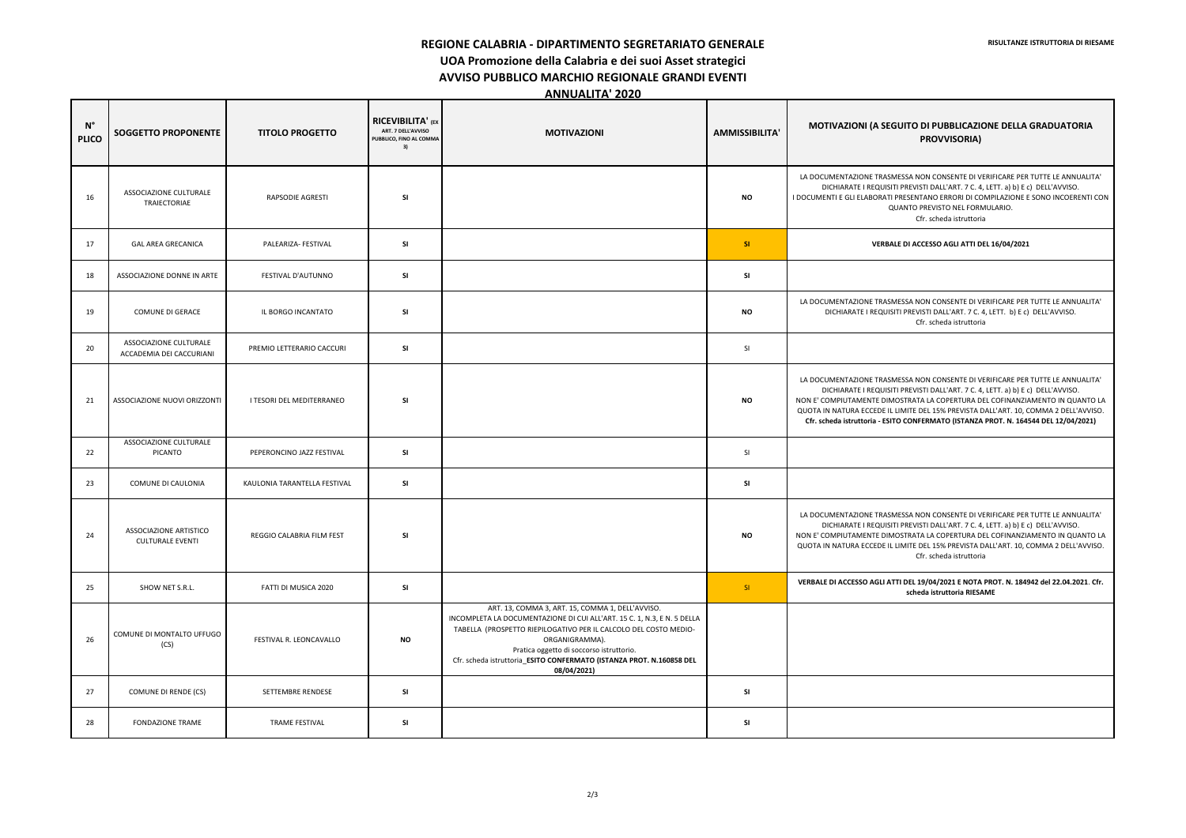**RISULTANZE ISTRUTTORIA DI RIESAME**

# REGIONE CALABRIA - DIPARTIMENTO SEGRETARIATO GENERALE

## UOA Promozione della Calabria e dei suoi Asset strategici

## AVVISO PUBBLICO MARCHIO REGIONALE GRANDI EVENTI

## ANNUALITA' 2020

| N° PLICO | SOGGETTO PROPONENTE | TITOLO PROGETTO | RICEVIBILITA' (EX ART. 7 DELL'AVVISO PUBBLICO, FINO AL COMMA 3) | MOTIVAZIONI | AMMISSIBILITA' | MOTIVAZIONI (A SEGUITO DI PUBBLICAZIONE DELLA GRADUATORIA PROVVISORIA) |
|---|---|---|---|---|---|---|
| 16 | ASSOCIAZIONE CULTURALE TRAIECTORIAE | RAPSODIE AGRESTI | SI | | NO | LA DOCUMENTAZIONE TRASMESSA NON CONSENTE DI VERIFICARE PER TUTTE LE ANNUALITA' DICHIARATE I REQUISITI PREVISTI DALL'ART. 7 C. 4, LETT. a) b) E c) DELL'AVVISO. I DOCUMENTI E GLI ELABORATI PRESENTANO ERRORI DI COMPILAZIONE E SONO INCOERENTI CON QUANTO PREVISTO NEL FORMULARIO. Cfr. scheda istruttoria |
| 17 | GAL AREA GRECANICA | PALEARIZA- FESTIVAL | SI | | SI | **VERBALE DI ACCESSO AGLI ATTI DEL 16/04/2021** |
| 18 | ASSOCIAZIONE DONNE IN ARTE | FESTIVAL D'AUTUNNO | SI | | SI | |
| 19 | COMUNE DI GERACE | IL BORGO INCANTATO | SI | | NO | LA DOCUMENTAZIONE TRASMESSA NON CONSENTE DI VERIFICARE PER TUTTE LE ANNUALITA' DICHIARATE I REQUISITI PREVISTI DALL'ART. 7 C. 4, LETT. b) E c) DELL'AVVISO. Cfr. scheda istruttoria |
| 20 | ASSOCIAZIONE CULTURALE ACCADEMIA DEI CACCURIANI | PREMIO LETTERARIO CACCURI | SI | | SI | |
| 21 | ASSOCIAZIONE NUOVI ORIZZONTI | I TESORI DEL MEDITERRANEO | SI | | NO | LA DOCUMENTAZIONE TRASMESSA NON CONSENTE DI VERIFICARE PER TUTTE LE ANNUALITA' DICHIARATE I REQUISITI PREVISTI DALL'ART. 7 C. 4, LETT. a) b) E c) DELL'AVVISO. NON E' COMPIUTAMENTE DIMOSTRATA LA COPERTURA DEL COFINANZIAMENTO IN QUANTO LA QUOTA IN NATURA ECCEDE IL LIMITE DEL 15% PREVISTA DALL'ART. 10, COMMA 2 DELL'AVVISO. **Cfr. scheda istruttoria - ESITO CONFERMATO (ISTANZA PROT. N. 164544 DEL 12/04/2021)** |
| 22 | ASSOCIAZIONE CULTURALE PICANTO | PEPERONCINO JAZZ FESTIVAL | SI | | SI | |
| 23 | COMUNE DI CAULONIA | KAULONIA TARANTELLA FESTIVAL | SI | | SI | |
| 24 | ASSOCIAZIONE ARTISTICO CULTURALE EVENTI | REGGIO CALABRIA FILM FEST | SI | | NO | LA DOCUMENTAZIONE TRASMESSA NON CONSENTE DI VERIFICARE PER TUTTE LE ANNUALITA' DICHIARATE I REQUISITI PREVISTI DALL'ART. 7 C. 4, LETT. a) b) E c) DELL'AVVISO. NON E' COMPIUTAMENTE DIMOSTRATA LA COPERTURA DEL COFINANZIAMENTO IN QUANTO LA QUOTA IN NATURA ECCEDE IL LIMITE DEL 15% PREVISTA DALL'ART. 10, COMMA 2 DELL'AVVISO. Cfr. scheda istruttoria |
| 25 | SHOW NET S.R.L. | FATTI DI MUSICA 2020 | SI | | SI | **VERBALE DI ACCESSO AGLI ATTI DEL 19/04/2021 E NOTA PROT. N. 184942 del 22.04.2021. Cfr. scheda istruttoria RIESAME** |
| 26 | COMUNE DI MONTALTO UFFUGO (CS) | FESTIVAL R. LEONCAVALLO | NO | ART. 13, COMMA 3, ART. 15, COMMA 1, DELL'AVVISO. INCOMPLETA LA DOCUMENTAZIONE DI CUI ALL'ART. 15 C. 1, N.3, E N. 5 DELLA TABELLA (PROSPETTO RIEPILOGATIVO PER IL CALCOLO DEL COSTO MEDIO-ORGANIGRAMMA). Pratica oggetto di soccorso istruttorio. Cfr. scheda istruttoria_**ESITO CONFERMATO (ISTANZA PROT. N.160858 DEL 08/04/2021)** | | |
| 27 | COMUNE DI RENDE (CS) | SETTEMBRE RENDESE | SI | | SI | |
| 28 | FONDAZIONE TRAME | TRAME FESTIVAL | SI | | SI | |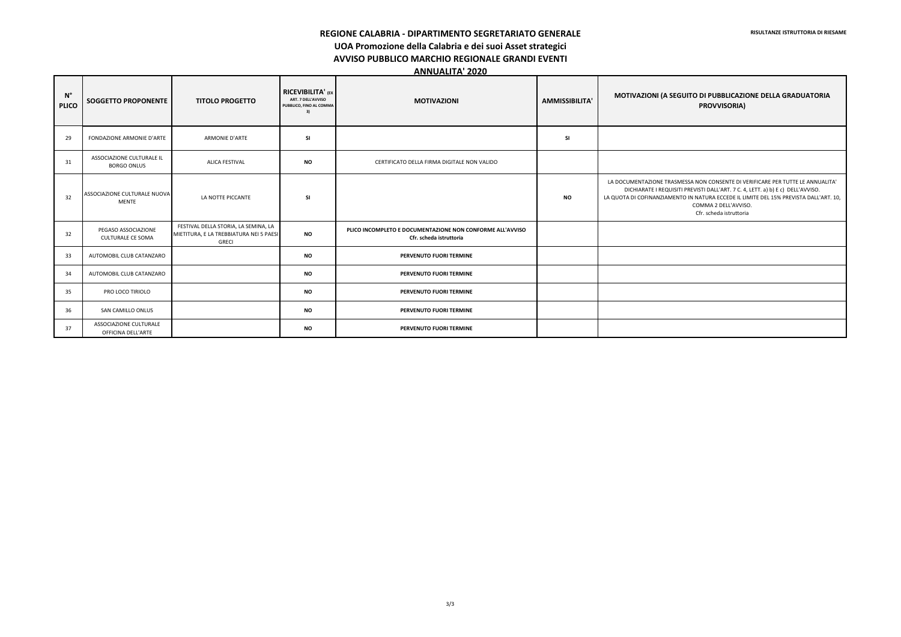**RISULTANZE ISTRUTTORIA DI RIESAME**

# REGIONE CALABRIA - DIPARTIMENTO SEGRETARIATO GENERALE

## UOA Promozione della Calabria e dei suoi Asset strategici

## AVVISO PUBBLICO MARCHIO REGIONALE GRANDI EVENTI

## ANNUALITA' 2020

| N° PLICO | SOGGETTO PROPONENTE | TITOLO PROGETTO | RICEVIBILITA' (EX ART. 7 DELL'AVVISO PUBBLICO, FINO AL COMMA 3) | MOTIVAZIONI | AMMISSIBILITA' | MOTIVAZIONI (A SEGUITO DI PUBBLICAZIONE DELLA GRADUATORIA PROVVISORIA) |
|---|---|---|---|---|---|---|
| 29 | FONDAZIONE ARMONIE D'ARTE | ARMONIE D'ARTE | SI | | SI | |
| 31 | ASSOCIAZIONE CULTURALE IL BORGO ONLUS | ALICA FESTIVAL | NO | CERTIFICATO DELLA FIRMA DIGITALE NON VALIDO | | |
| 32 | ASSOCIAZIONE CULTURALE NUOVA MENTE | LA NOTTE PICCANTE | SI | | NO | LA DOCUMENTAZIONE TRASMESSA NON CONSENTE DI VERIFICARE PER TUTTE LE ANNUALITA' DICHIARATE I REQUISITI PREVISTI DALL'ART. 7 C. 4, LETT. a) b) E c) DELL'AVVISO. LA QUOTA DI COFINANZIAMENTO IN NATURA ECCEDE IL LIMITE DEL 15% PREVISTA DALL'ART. 10, COMMA 2 DELL'AVVISO. Cfr. scheda istruttoria |
| 32 | PEGASO ASSOCIAZIONE CULTURALE CE SOMA | FESTIVAL DELLA STORIA, LA SEMINA, LA MIETITURA, E LA TREBBIATURA NEI 5 PAESI GRECI | NO | **PLICO INCOMPLETO E DOCUMENTAZIONE NON CONFORME ALL'AVVISO Cfr. scheda istruttoria** | | |
| 33 | AUTOMOBIL CLUB CATANZARO | | NO | **PERVENUTO FUORI TERMINE** | | |
| 34 | AUTOMOBIL CLUB CATANZARO | | NO | **PERVENUTO FUORI TERMINE** | | |
| 35 | PRO LOCO TIRIOLO | | NO | **PERVENUTO FUORI TERMINE** | | |
| 36 | SAN CAMILLO ONLUS | | NO | **PERVENUTO FUORI TERMINE** | | |
| 37 | ASSOCIAZIONE CULTURALE OFFICINA DELL'ARTE | | NO | **PERVENUTO FUORI TERMINE** | | |